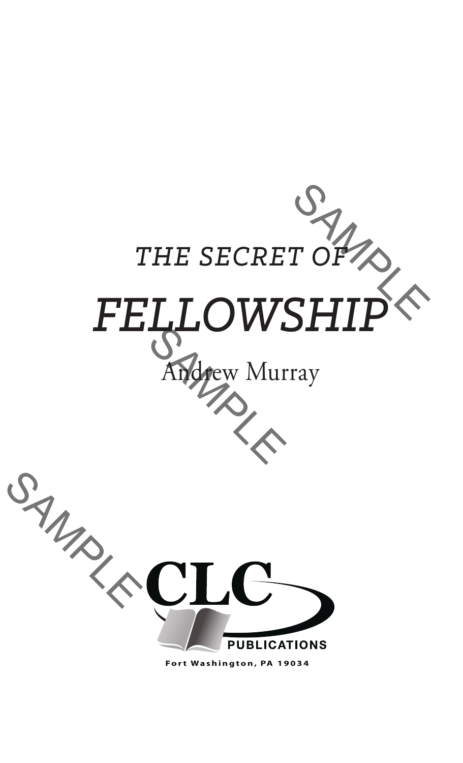*THE SECRET OF*

# *FELLOWSHIP*

Andrew Murray

CLC PUBLICATIONS

Fort Washington, PA 19034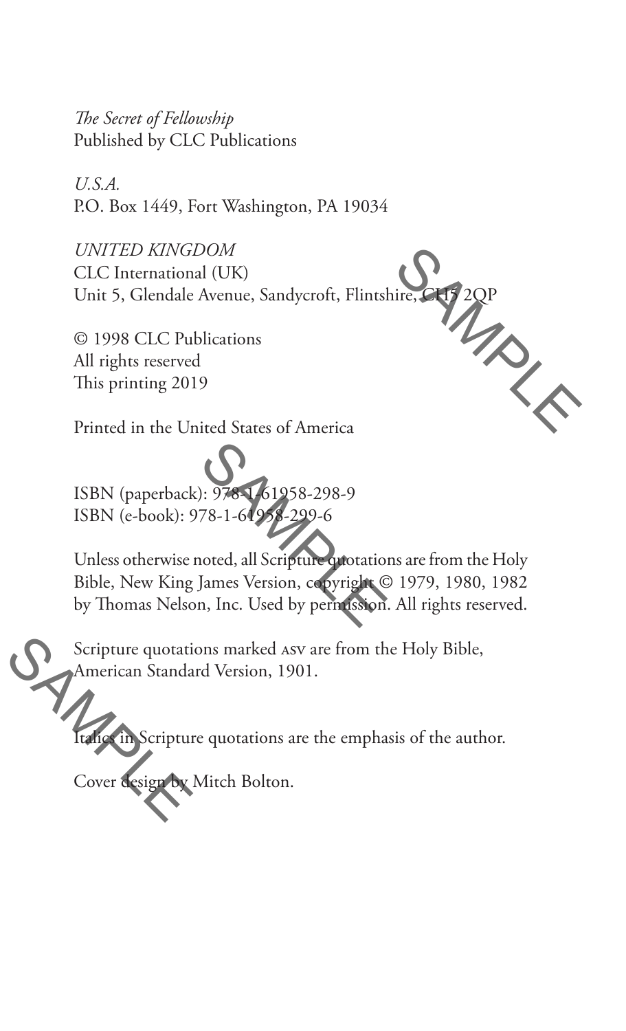*The Secret of Fellowship*
Published by CLC Publications

*U.S.A.*
P.O. Box 1449, Fort Washington, PA 19034

*UNITED KINGDOM*
CLC International (UK)
Unit 5, Glendale Avenue, Sandycroft, Flintshire, CH5 2QP

© 1998 CLC Publications
All rights reserved
This printing 2019

Printed in the United States of America

ISBN (paperback): 978-1-61958-298-9
ISBN (e-book): 978-1-61958-299-6

Unless otherwise noted, all Scripture quotations are from the Holy Bible, New King James Version, copyright © 1979, 1980, 1982 by Thomas Nelson, Inc. Used by permission. All rights reserved.

Scripture quotations marked ASV are from the Holy Bible, American Standard Version, 1901.

Italics in Scripture quotations are the emphasis of the author.

Cover design by Mitch Bolton.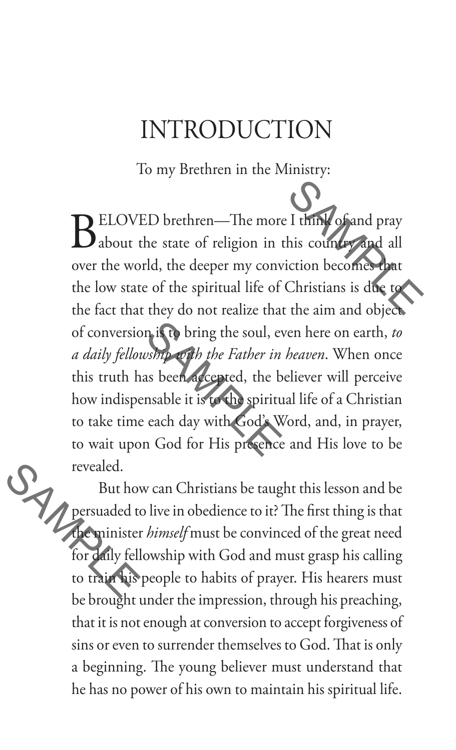# INTRODUCTION

To my Brethren in the Ministry:

BELOVED brethren—The more I think of and pray about the state of religion in this country and all over the world, the deeper my conviction becomes that the low state of the spiritual life of Christians is due to the fact that they do not realize that the aim and object of conversion is to bring the soul, even here on earth, *to a daily fellowship with the Father in heaven*. When once this truth has been accepted, the believer will perceive how indispensable it is to the spiritual life of a Christian to take time each day with God's Word, and, in prayer, to wait upon God for His presence and His love to be revealed.

But how can Christians be taught this lesson and be persuaded to live in obedience to it? The first thing is that the minister *himself* must be convinced of the great need for daily fellowship with God and must grasp his calling to train his people to habits of prayer. His hearers must be brought under the impression, through his preaching, that it is not enough at conversion to accept forgiveness of sins or even to surrender themselves to God. That is only a beginning. The young believer must understand that he has no power of his own to maintain his spiritual life.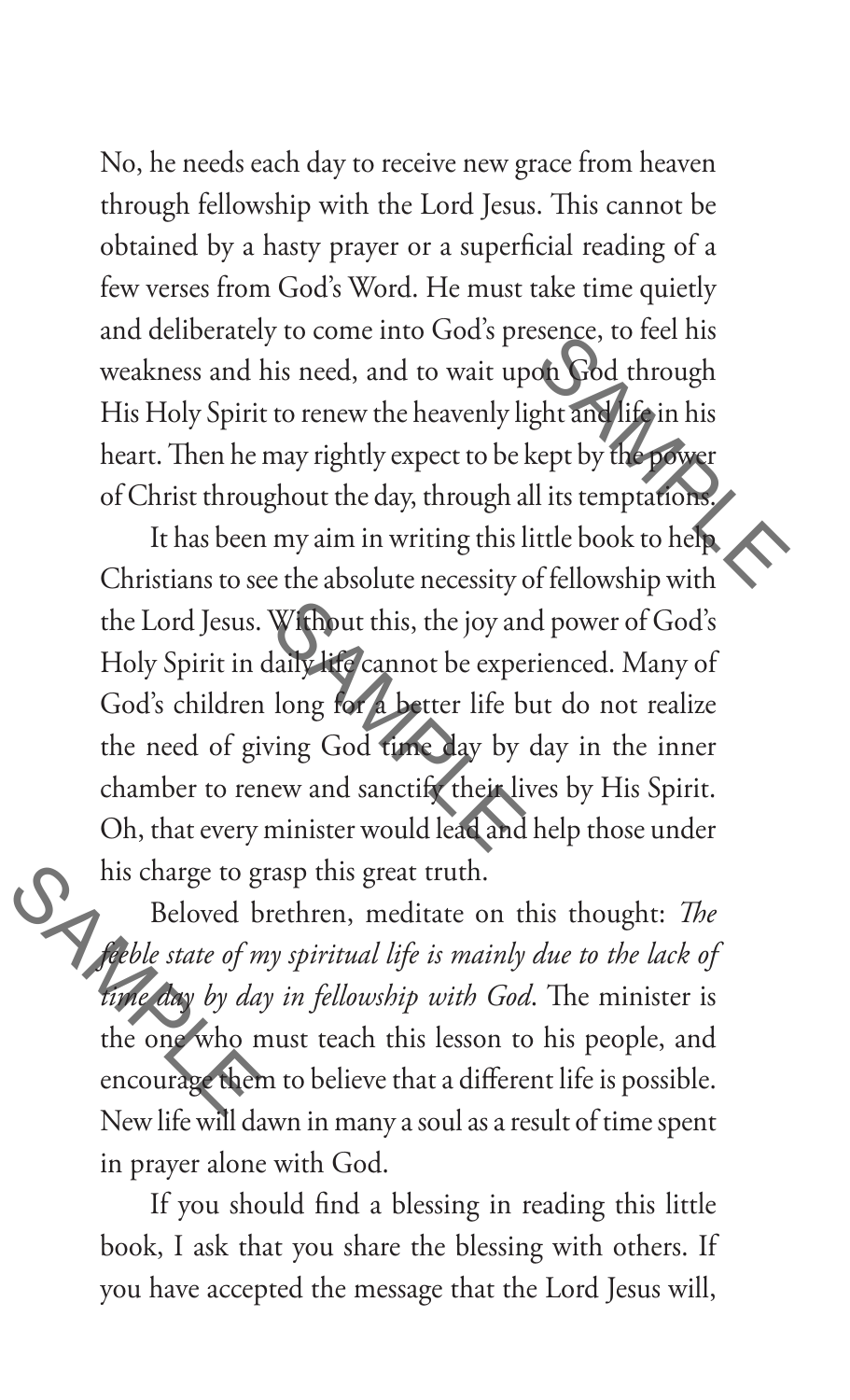No, he needs each day to receive new grace from heaven through fellowship with the Lord Jesus. This cannot be obtained by a hasty prayer or a superficial reading of a few verses from God's Word. He must take time quietly and deliberately to come into God's presence, to feel his weakness and his need, and to wait upon God through His Holy Spirit to renew the heavenly light and life in his heart. Then he may rightly expect to be kept by the power of Christ throughout the day, through all its temptations.

It has been my aim in writing this little book to help Christians to see the absolute necessity of fellowship with the Lord Jesus. Without this, the joy and power of God's Holy Spirit in daily life cannot be experienced. Many of God's children long for a better life but do not realize the need of giving God time day by day in the inner chamber to renew and sanctify their lives by His Spirit. Oh, that every minister would lead and help those under his charge to grasp this great truth.

Beloved brethren, meditate on this thought: *The feeble state of my spiritual life is mainly due to the lack of time day by day in fellowship with God*. The minister is the one who must teach this lesson to his people, and encourage them to believe that a different life is possible. New life will dawn in many a soul as a result of time spent in prayer alone with God.

If you should find a blessing in reading this little book, I ask that you share the blessing with others. If you have accepted the message that the Lord Jesus will,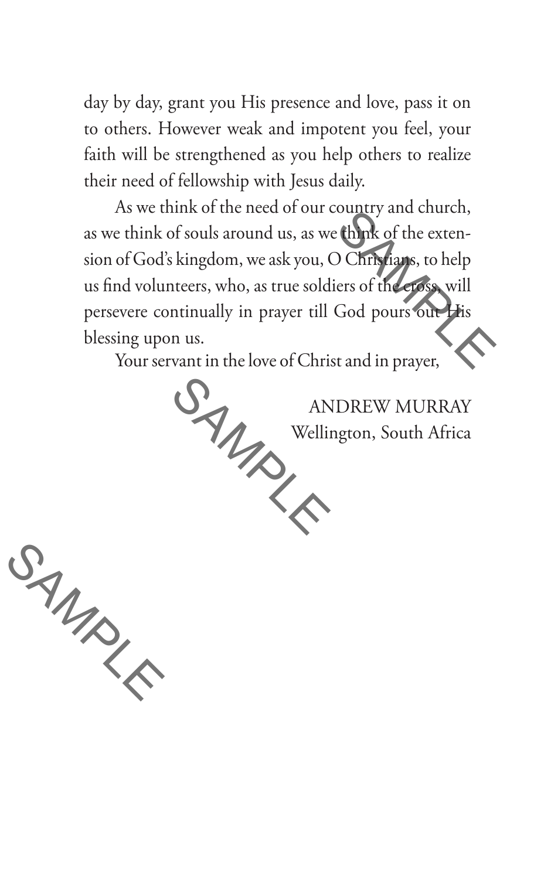day by day, grant you His presence and love, pass it on to others. However weak and impotent you feel, your faith will be strengthened as you help others to realize their need of fellowship with Jesus daily.

As we think of the need of our country and church, as we think of souls around us, as we think of the extension of God's kingdom, we ask you, O Christians, to help us find volunteers, who, as true soldiers of the cross, will persevere continually in prayer till God pours out His blessing upon us.

Your servant in the love of Christ and in prayer,

ANDREW MURRAY
Wellington, South Africa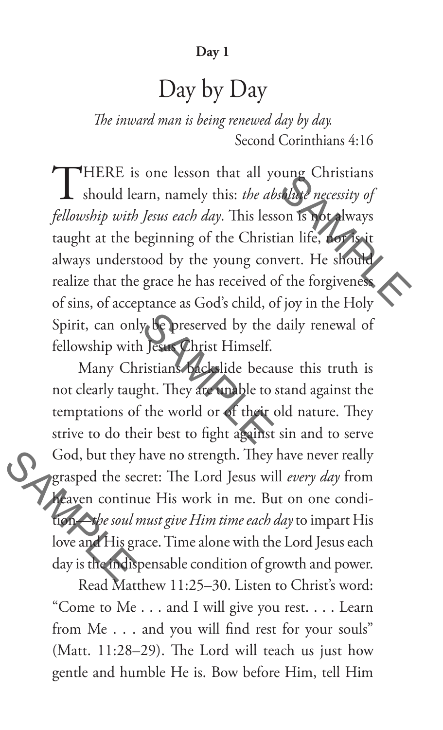**Day 1**

# Day by Day

*The inward man is being renewed day by day.*
Second Corinthians 4:16

THERE is one lesson that all young Christians should learn, namely this: *the absolute necessity of fellowship with Jesus each day*. This lesson is not always taught at the beginning of the Christian life, nor is it always understood by the young convert. He should realize that the grace he has received of the forgiveness of sins, of acceptance as God's child, of joy in the Holy Spirit, can only be preserved by the daily renewal of fellowship with Jesus Christ Himself.

Many Christians backslide because this truth is not clearly taught. They are unable to stand against the temptations of the world or of their old nature. They strive to do their best to fight against sin and to serve God, but they have no strength. They have never really grasped the secret: The Lord Jesus will *every day* from heaven continue His work in me. But on one condition—*the soul must give Him time each day* to impart His love and His grace. Time alone with the Lord Jesus each day is the indispensable condition of growth and power.

Read Matthew 11:25–30. Listen to Christ's word: "Come to Me . . . and I will give you rest. . . . Learn from Me . . . and you will find rest for your souls" (Matt. 11:28–29). The Lord will teach us just how gentle and humble He is. Bow before Him, tell Him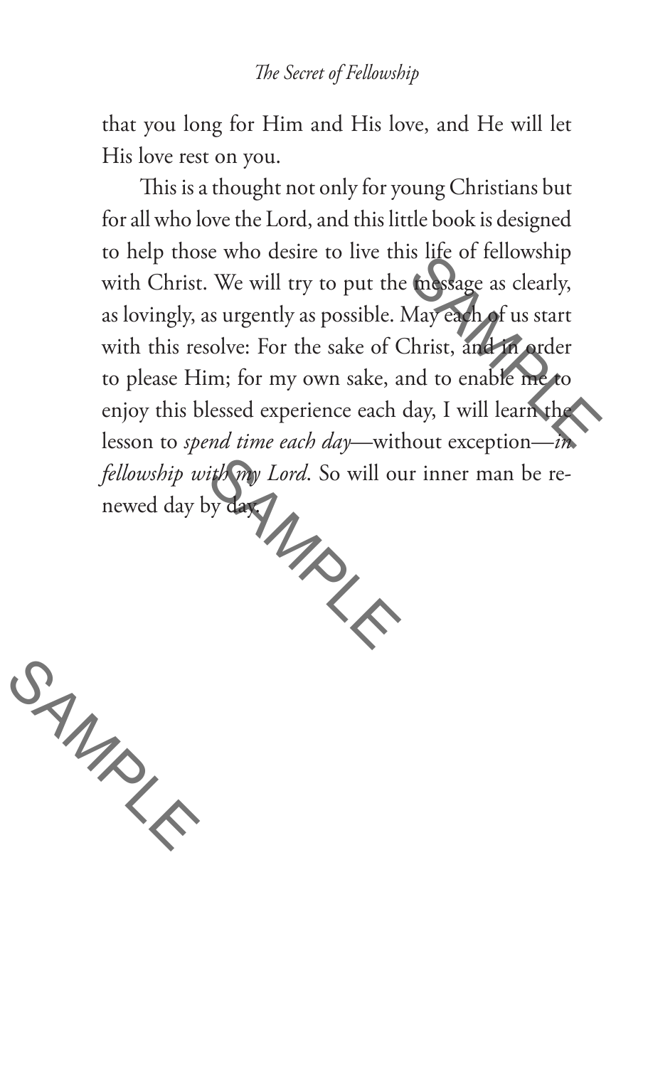that you long for Him and His love, and He will let His love rest on you.

This is a thought not only for young Christians but for all who love the Lord, and this little book is designed to help those who desire to live this life of fellowship with Christ. We will try to put the message as clearly, as lovingly, as urgently as possible. May each of us start with this resolve: For the sake of Christ, and in order to please Him; for my own sake, and to enable me to enjoy this blessed experience each day, I will learn the lesson to *spend time each day*—without exception—*in fellowship with my Lord*. So will our inner man be renewed day by day.